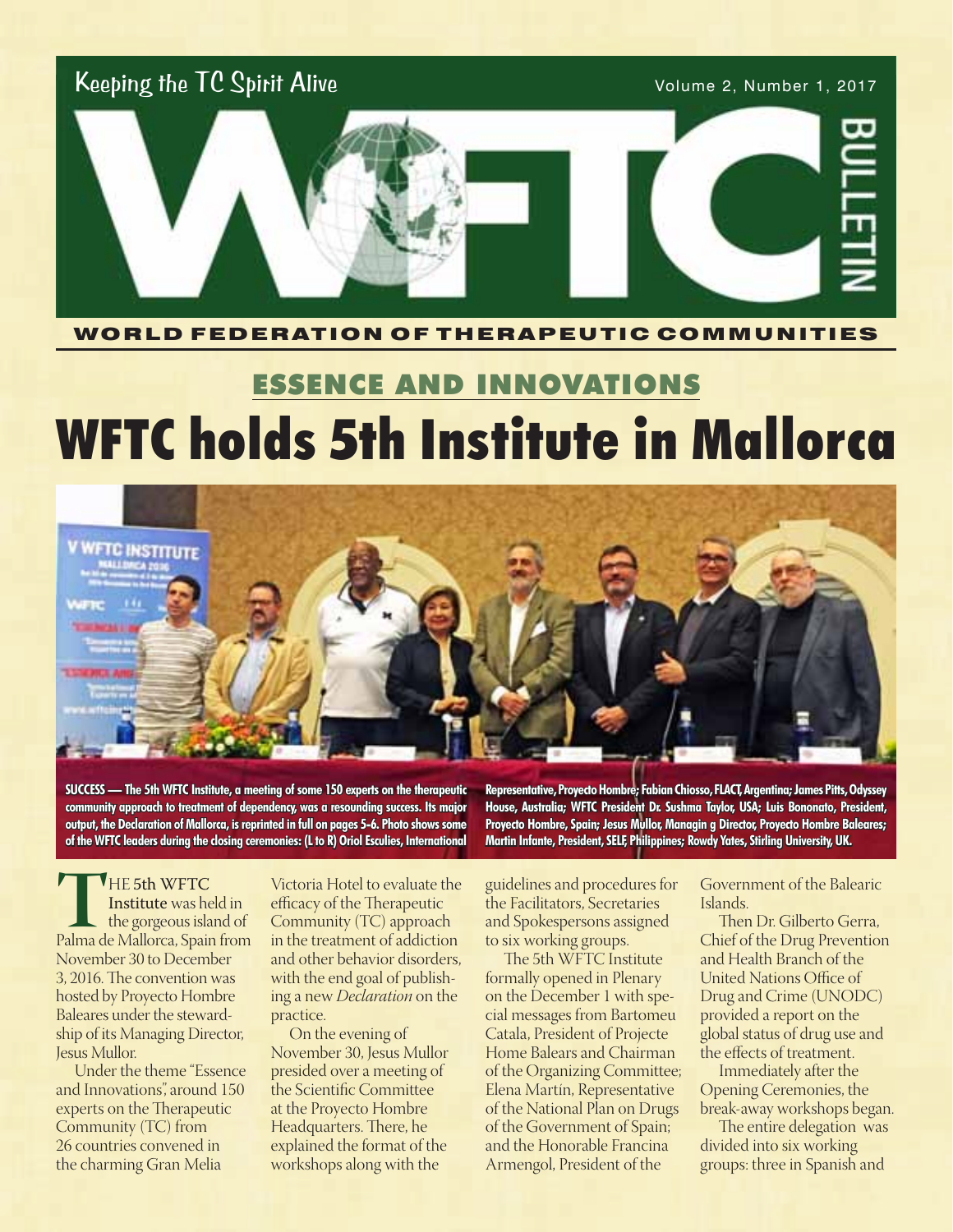Keeping the TC Spirit Alive

Volume 2, Number 1, 2017

# WFTC BULLETIN

WORLD FEDERATION OF THERAPEUTIC COMMUNITIES

## ESSENCE AND INNOVATIONS

# WFTC holds 5th Institute in Mallorca

**SUCCESS — The 5th WFTC Institute, a meeting of some 150 experts on the therapeutic community approach to treatment of dependency, was a resounding success. Its major output, the Declaration of Mallorca, is reprinted in full on pages 5-6. Photo shows some of the WFTC leaders during the closing ceremonies: (L to R) Oriol Esculies, International Representative, Proyecto Hombre; Fabian Chiosso, FLACT, Argentina; James Pitts, Odyssey House, Australia; WFTC President Dr. Sushma Taylor, USA; Luis Bononato, President, Proyecto Hombre, Spain; Jesus Mullor, Managin g Director, Proyecto Hombre Baleares; Martin Infante, President, SELF, Philippines; Rowdy Yates, Stirling University, UK.**

THE **5th WFTC Institute** was held in the gorgeous island of Palma de Mallorca, Spain from November 30 to December 3, 2016. The convention was hosted by Proyecto Hombre Baleares under the stewardship of its Managing Director, Jesus Mullor.

Under the theme "Essence and Innovations", around 150 experts on the Therapeutic Community (TC) from 26 countries convened in the charming Gran Melia Victoria Hotel to evaluate the efficacy of the Therapeutic Community (TC) approach in the treatment of addiction and other behavior disorders, with the end goal of publishing a new *Declaration* on the practice.

On the evening of November 30, Jesus Mullor presided over a meeting of the Scientific Committee at the Proyecto Hombre Headquarters. There, he explained the format of the workshops along with the guidelines and procedures for the Facilitators, Secretaries and Spokespersons assigned to six working groups.

The 5th WFTC Institute formally opened in Plenary on the December 1 with special messages from Bartomeu Catala, President of Projecte Home Balears and Chairman of the Organizing Committee; Elena Martin, Representative of the National Plan on Drugs of the Government of Spain; and the Honorable Francina Armengol, President of the Government of the Balearic Islands.

Then Dr. Gilberto Gerra, Chief of the Drug Prevention and Health Branch of the United Nations Office of Drug and Crime (UNODC) provided a report on the global status of drug use and the effects of treatment.

Immediately after the Opening Ceremonies, the break-away workshops began.

The entire delegation was divided into six working groups: three in Spanish and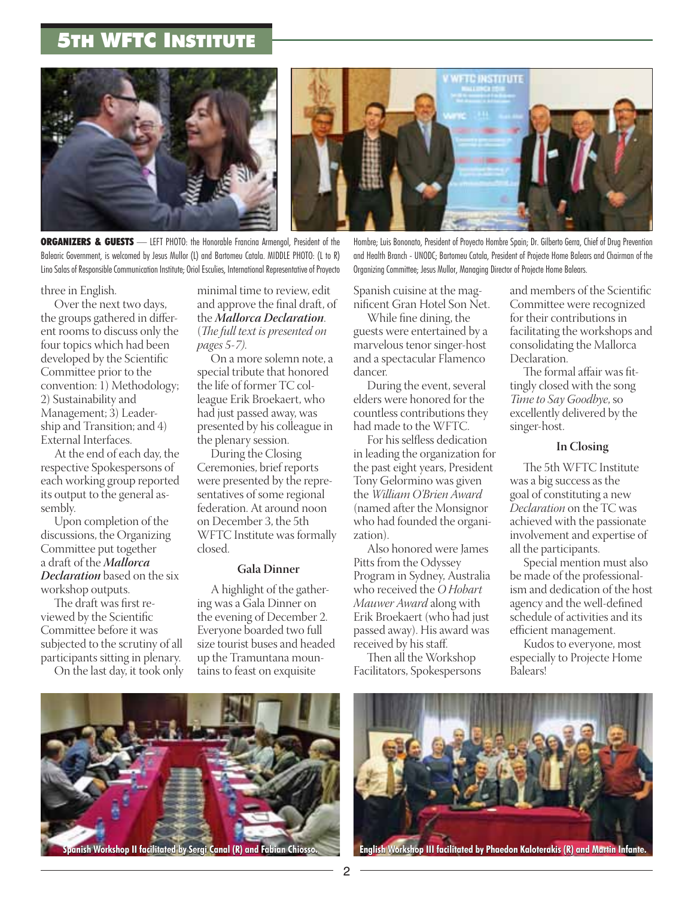## 5th WFTC Institute

**ORGANIZERS & GUESTS** — LEFT PHOTO: the Honorable Francina Armengol, President of the Balearic Government, is welcomed by Jesus Mullor (L) and Bartomeu Catala. MIDDLE PHOTO: (L to R) Lino Salas of Responsible Communication Institute; Oriol Esculies, International Representative of Proyecto Hombre; Luis Bononato, President of Proyecto Hombre Spain; Dr. Gilberto Gerra, Chief of Drug Prevention and Health Branch - UNODC; Bartomeu Catala, President of Projecte Home Balears and Chairman of the Organizing Committee; Jesus Mullor, Managing Director of Projecte Home Balears.

three in English.

Over the next two days, the groups gathered in different rooms to discuss only the four topics which had been developed by the Scientific Committee prior to the convention: 1) Methodology; 2) Sustainability and Management; 3) Leadership and Transition; and 4) External Interfaces.

At the end of each day, the respective Spokespersons of each working group reported its output to the general assembly.

Upon completion of the discussions, the Organizing Committee put together a draft of the ***Mallorca Declaration*** based on the six workshop outputs.

The draft was first reviewed by the Scientific Committee before it was subjected to the scrutiny of all participants sitting in plenary.

On the last day, it took only minimal time to review, edit and approve the final draft, of the ***Mallorca Declaration***. (*The full text is presented on pages 5-7).*

On a more solemn note, a special tribute that honored the life of former TC colleague Erik Broekaert, who had just passed away, was presented by his colleague in the plenary session.

During the Closing Ceremonies, brief reports were presented by the representatives of some regional federation. At around noon on December 3, the 5th WFTC Institute was formally closed.

### Gala Dinner

A highlight of the gathering was a Gala Dinner on the evening of December 2. Everyone boarded two full size tourist buses and headed up the Tramuntana mountains to feast on exquisite Spanish cuisine at the magnificent Gran Hotel Son Net.

While fine dining, the guests were entertained by a marvelous tenor singer-host and a spectacular Flamenco dancer.

During the event, several elders were honored for the countless contributions they had made to the WFTC.

For his selfless dedication in leading the organization for the past eight years, President Tony Gelormino was given the *William O'Brien Award* (named after the Monsignor who had founded the organization).

Also honored were James Pitts from the Odyssey Program in Sydney, Australia who received the *O Hobart Mauwer Award* along with Erik Broekaert (who had just passed away). His award was received by his staff.

Then all the Workshop Facilitators, Spokespersons and members of the Scientific Committee were recognized for their contributions in facilitating the workshops and consolidating the Mallorca Declaration.

The formal affair was fittingly closed with the song *Time to Say Goodbye*, so excellently delivered by the singer-host.

### In Closing

The 5th WFTC Institute was a big success as the goal of constituting a new *Declaration* on the TC was achieved with the passionate involvement and expertise of all the participants.

Special mention must also be made of the professionalism and dedication of the host agency and the well-defined schedule of activities and its efficient management.

Kudos to everyone, most especially to Projecte Home Balears!

**Spanish Workshop II facilitated by Sergi Canal (R) and Fabian Chiosso.**

**English Workshop III facilitated by Phaedon Kaloterakis (R) and Martin Infante.**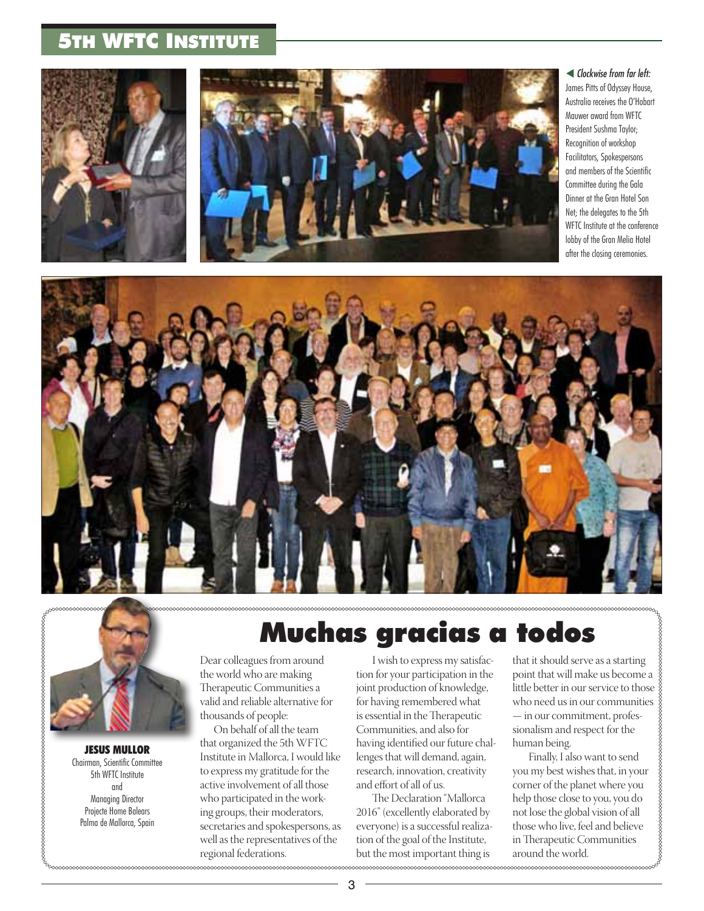## 5th WFTC Institute

◀ *Clockwise from far left:* James Pitts of Odyssey House, Australia receives the O'Hobart Mauwer award from WFTC President Sushma Taylor; Recognition of workshop Facilitators, Spokespersons and members of the Scientific Committee during the Gala Dinner at the Gran Hotel Son Net; the delegates to the 5th WFTC Institute at the conference lobby of the Gran Melia Hotel after the closing ceremonies.

# Muchas gracias a todos

**JESUS MULLOR**
Chairman, Scientific Committee
5th WFTC Institute
and
Managing Director
Projecte Home Balears
Palma de Mallorca, Spain

Dear colleagues from around the world who are making Therapeutic Communities a valid and reliable alternative for thousands of people:

On behalf of all the team that organized the 5th WFTC Institute in Mallorca, I would like to express my gratitude for the active involvement of all those who participated in the working groups, their moderators, secretaries and spokespersons, as well as the representatives of the regional federations.

I wish to express my satisfaction for your participation in the joint production of knowledge, for having remembered what is essential in the Therapeutic Communities, and also for having identified our future challenges that will demand, again, research, innovation, creativity and effort of all of us.

The Declaration "Mallorca 2016" (excellently elaborated by everyone) is a successful realization of the goal of the Institute, but the most important thing is that it should serve as a starting point that will make us become a little better in our service to those who need us in our communities — in our commitment, professionalism and respect for the human being.

Finally, I also want to send you my best wishes that, in your corner of the planet where you help those close to you, you do not lose the global vision of all those who live, feel and believe in Therapeutic Communities around the world.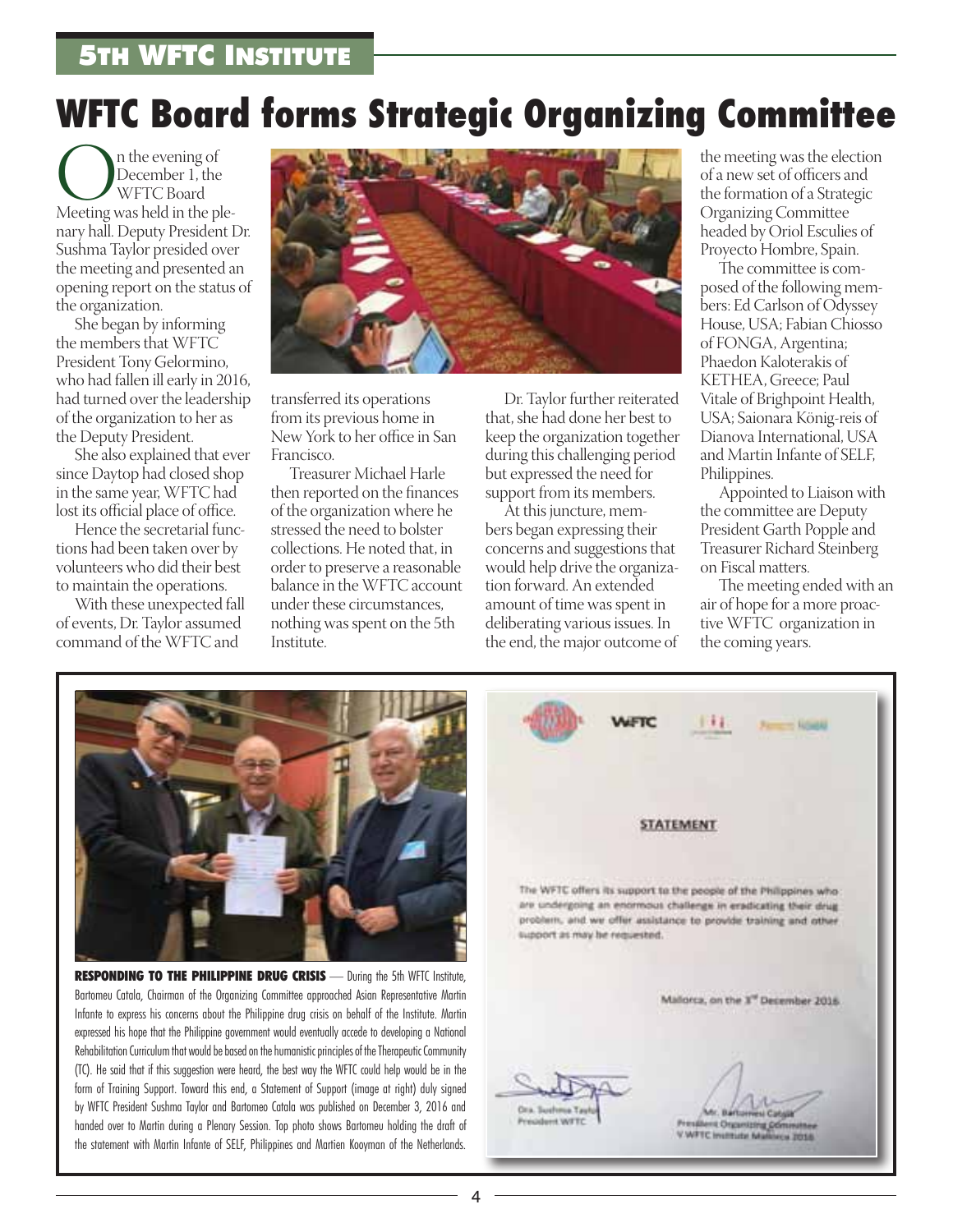## 5th WFTC Institute

# WFTC Board forms Strategic Organizing Committee

On the evening of December 1, the WFTC Board Meeting was held in the plenary hall. Deputy President Dr. Sushma Taylor presided over the meeting and presented an opening report on the status of the organization.

She began by informing the members that WFTC President Tony Gelormino, who had fallen ill early in 2016, had turned over the leadership of the organization to her as the Deputy President.

She also explained that ever since Daytop had closed shop in the same year, WFTC had lost its official place of office.

Hence the secretarial functions had been taken over by volunteers who did their best to maintain the operations.

With these unexpected fall of events, Dr. Taylor assumed command of the WFTC and transferred its operations from its previous home in New York to her office in San Francisco.

Treasurer Michael Harle then reported on the finances of the organization where he stressed the need to bolster collections. He noted that, in order to preserve a reasonable balance in the WFTC account under these circumstances, nothing was spent on the 5th Institute.

Dr. Taylor further reiterated that, she had done her best to keep the organization together during this challenging period but expressed the need for support from its members.

At this juncture, members began expressing their concerns and suggestions that would help drive the organization forward. An extended amount of time was spent in deliberating various issues. In the end, the major outcome of the meeting was the election of a new set of officers and the formation of a Strategic Organizing Committee headed by Oriol Esculies of Proyecto Hombre, Spain.

The committee is composed of the following members: Ed Carlson of Odyssey House, USA; Fabian Chiosso of FONGA, Argentina; Phaedon Kaloterakis of KETHEA, Greece; Paul Vitale of Brighpoint Health, USA; Saionara König-reis of Dianova International, USA and Martin Infante of SELF, Philippines.

Appointed to Liaison with the committee are Deputy President Garth Popple and Treasurer Richard Steinberg on Fiscal matters.

The meeting ended with an air of hope for a more proactive WFTC organization in the coming years.

**RESPONDING TO THE PHILIPPINE DRUG CRISIS** — During the 5th WFTC Institute, Bartomeu Catala, Chairman of the Organizing Committee approached Asian Representative Martin Infante to express his concerns about the Philippine drug crisis on behalf of the Institute. Martin expressed his hope that the Philippine government would eventually accede to developing a National Rehabilitation Curriculum that would be based on the humanistic principles of the Therapeutic Community (TC). He said that if this suggestion were heard, the best way the WFTC could help would be in the form of Training Support. Toward this end, a Statement of Support (image at right) duly signed by WFTC President Sushma Taylor and Bartomeo Catala was published on December 3, 2016 and handed over to Martin during a Plenary Session. Top photo shows Bartomeu holding the draft of the statement with Martin Infante of SELF, Philippines and Martien Kooyman of the Netherlands.

**STATEMENT**

The WFTC offers its support to the people of the Philippines who are undergoing an enormous challenge in eradicating their drug problem, and we offer assistance to provide training and other support as may be requested.

Mallorca, on the 3rd December 2016

Dra. Sushma Taylor
President WFTC

Mr. Bartomeu Catala
President Organizing Committee
V WFTC Institute Mallorca 2016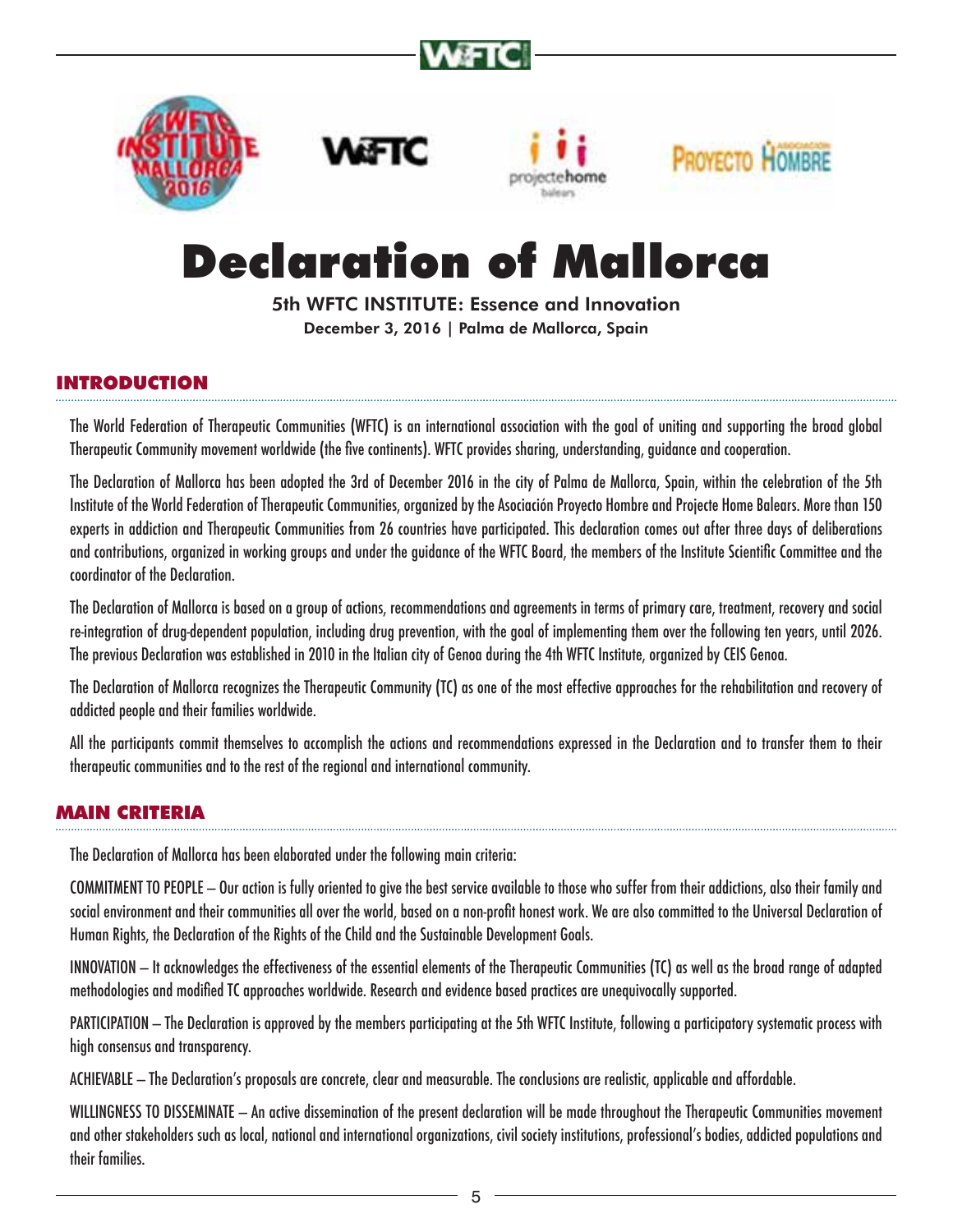# Declaration of Mallorca

5th WFTC INSTITUTE: Essence and Innovation

December 3, 2016 | Palma de Mallorca, Spain

## INTRODUCTION

The World Federation of Therapeutic Communities (WFTC) is an international association with the goal of uniting and supporting the broad global Therapeutic Community movement worldwide (the five continents). WFTC provides sharing, understanding, guidance and cooperation.

The Declaration of Mallorca has been adopted the 3rd of December 2016 in the city of Palma de Mallorca, Spain, within the celebration of the 5th Institute of the World Federation of Therapeutic Communities, organized by the Asociación Proyecto Hombre and Projecte Home Balears. More than 150 experts in addiction and Therapeutic Communities from 26 countries have participated. This declaration comes out after three days of deliberations and contributions, organized in working groups and under the guidance of the WFTC Board, the members of the Institute Scientific Committee and the coordinator of the Declaration.

The Declaration of Mallorca is based on a group of actions, recommendations and agreements in terms of primary care, treatment, recovery and social re-integration of drug-dependent population, including drug prevention, with the goal of implementing them over the following ten years, until 2026. The previous Declaration was established in 2010 in the Italian city of Genoa during the 4th WFTC Institute, organized by CEIS Genoa.

The Declaration of Mallorca recognizes the Therapeutic Community (TC) as one of the most effective approaches for the rehabilitation and recovery of addicted people and their families worldwide.

All the participants commit themselves to accomplish the actions and recommendations expressed in the Declaration and to transfer them to their therapeutic communities and to the rest of the regional and international community.

## MAIN CRITERIA

The Declaration of Mallorca has been elaborated under the following main criteria:

COMMITMENT TO PEOPLE – Our action is fully oriented to give the best service available to those who suffer from their addictions, also their family and social environment and their communities all over the world, based on a non-profit honest work. We are also committed to the Universal Declaration of Human Rights, the Declaration of the Rights of the Child and the Sustainable Development Goals.

INNOVATION – It acknowledges the effectiveness of the essential elements of the Therapeutic Communities (TC) as well as the broad range of adapted methodologies and modified TC approaches worldwide. Research and evidence based practices are unequivocally supported.

PARTICIPATION – The Declaration is approved by the members participating at the 5th WFTC Institute, following a participatory systematic process with high consensus and transparency.

ACHIEVABLE – The Declaration's proposals are concrete, clear and measurable. The conclusions are realistic, applicable and affordable.

WILLINGNESS TO DISSEMINATE – An active dissemination of the present declaration will be made throughout the Therapeutic Communities movement and other stakeholders such as local, national and international organizations, civil society institutions, professional's bodies, addicted populations and their families.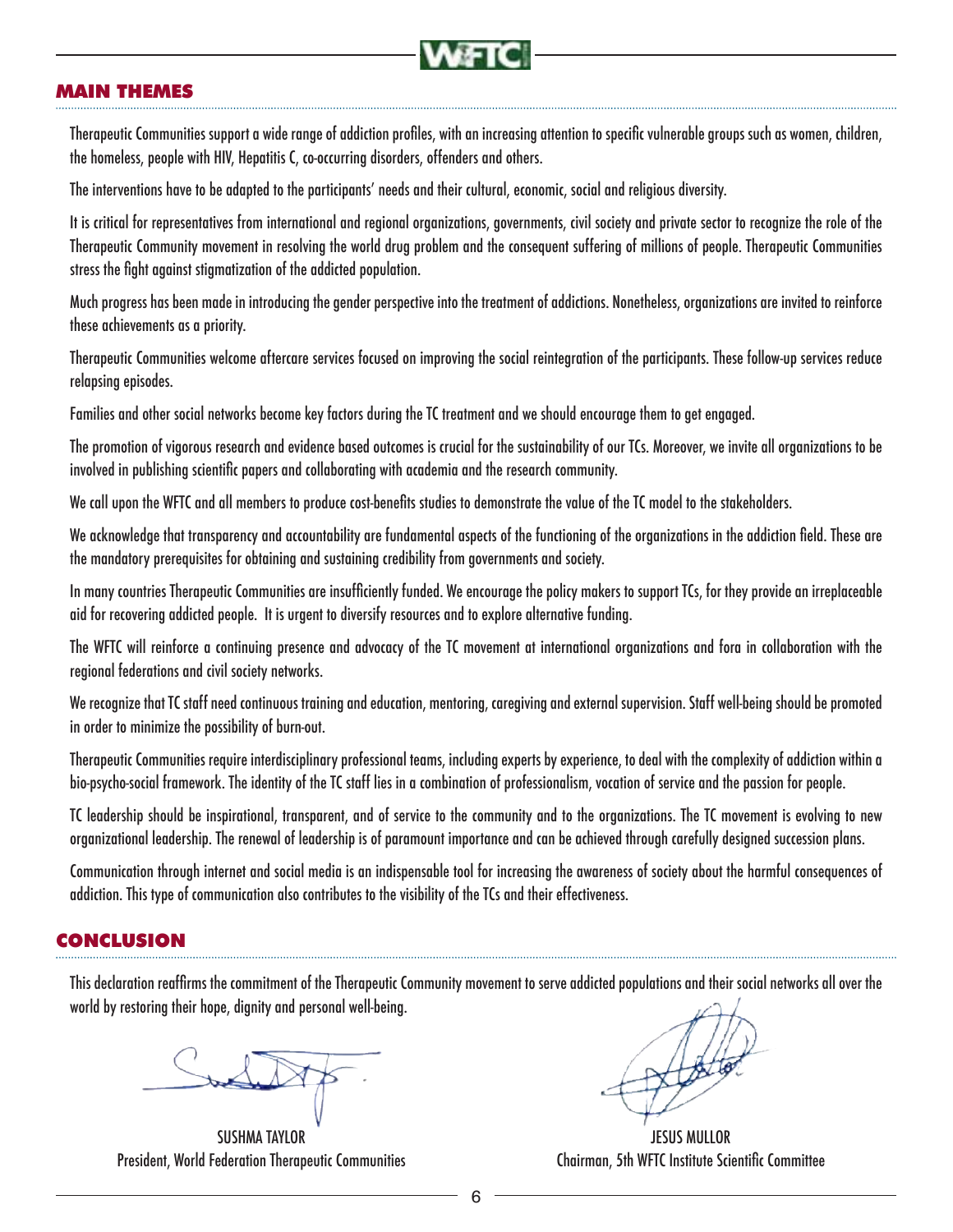## MAIN THEMES

Therapeutic Communities support a wide range of addiction profiles, with an increasing attention to specific vulnerable groups such as women, children, the homeless, people with HIV, Hepatitis C, co-occurring disorders, offenders and others.

The interventions have to be adapted to the participants' needs and their cultural, economic, social and religious diversity.

It is critical for representatives from international and regional organizations, governments, civil society and private sector to recognize the role of the Therapeutic Community movement in resolving the world drug problem and the consequent suffering of millions of people. Therapeutic Communities stress the fight against stigmatization of the addicted population.

Much progress has been made in introducing the gender perspective into the treatment of addictions. Nonetheless, organizations are invited to reinforce these achievements as a priority.

Therapeutic Communities welcome aftercare services focused on improving the social reintegration of the participants. These follow-up services reduce relapsing episodes.

Families and other social networks become key factors during the TC treatment and we should encourage them to get engaged.

The promotion of vigorous research and evidence based outcomes is crucial for the sustainability of our TCs. Moreover, we invite all organizations to be involved in publishing scientific papers and collaborating with academia and the research community.

We call upon the WFTC and all members to produce cost-benefits studies to demonstrate the value of the TC model to the stakeholders.

We acknowledge that transparency and accountability are fundamental aspects of the functioning of the organizations in the addiction field. These are the mandatory prerequisites for obtaining and sustaining credibility from governments and society.

In many countries Therapeutic Communities are insufficiently funded. We encourage the policy makers to support TCs, for they provide an irreplaceable aid for recovering addicted people. It is urgent to diversify resources and to explore alternative funding.

The WFTC will reinforce a continuing presence and advocacy of the TC movement at international organizations and fora in collaboration with the regional federations and civil society networks.

We recognize that TC staff need continuous training and education, mentoring, caregiving and external supervision. Staff well-being should be promoted in order to minimize the possibility of burn-out.

Therapeutic Communities require interdisciplinary professional teams, including experts by experience, to deal with the complexity of addiction within a bio-psycho-social framework. The identity of the TC staff lies in a combination of professionalism, vocation of service and the passion for people.

TC leadership should be inspirational, transparent, and of service to the community and to the organizations. The TC movement is evolving to new organizational leadership. The renewal of leadership is of paramount importance and can be achieved through carefully designed succession plans.

Communication through internet and social media is an indispensable tool for increasing the awareness of society about the harmful consequences of addiction. This type of communication also contributes to the visibility of the TCs and their effectiveness.

## CONCLUSION

This declaration reaffirms the commitment of the Therapeutic Community movement to serve addicted populations and their social networks all over the world by restoring their hope, dignity and personal well-being.

SUSHMA TAYLOR
President, World Federation Therapeutic Communities

JESUS MULLOR
Chairman, 5th WFTC Institute Scientific Committee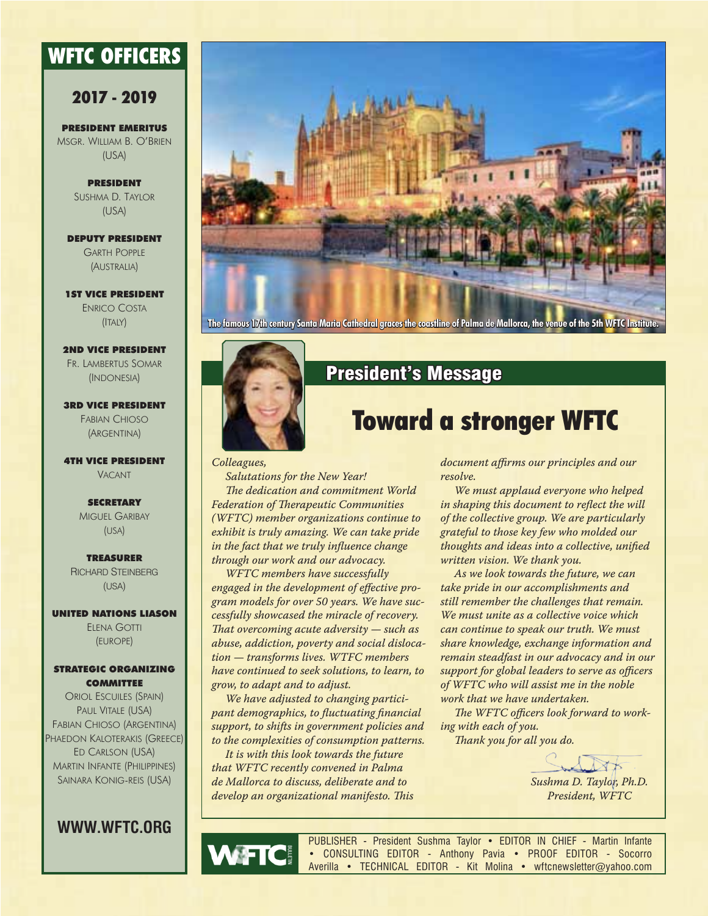## WFTC OFFICERS

### 2017 - 2019

**PRESIDENT EMERITUS**
Msgr. William B. O'Brien
(USA)

**PRESIDENT**
Sushma D. Taylor
(USA)

**DEPUTY PRESIDENT**
Garth Popple
(Australia)

**1ST VICE PRESIDENT**
Enrico Costa
(Italy)

**2ND VICE PRESIDENT**
Fr. Lambertus Somar
(Indonesia)

**3RD VICE PRESIDENT**
Fabian Chioso
(Argentina)

**4TH VICE PRESIDENT**
Vacant

**SECRETARY**
Miguel Garibay
(USA)

**TREASURER**
Richard Steinberg
(USA)

**UNITED NATIONS LIASON**
Elena Gotti
(Europe)

**STRATEGIC ORGANIZING COMMITTEE**
Oriol Escuiles (Spain)
Paul Vitale (USA)
Fabian Chioso (Argentina)
Phaedon Kaloterakis (Greece)
Ed Carlson (USA)
Martin Infante (Philippines)
Sainara Konig-Reis (USA)

**WWW.WFTC.ORG**

The famous 17th century Santa Maria Cathedral graces the coastline of Palma de Mallorca, the venue of the 5th WFTC Institute.

## President's Message

# Toward a stronger WFTC

*Colleagues,*

*Salutations for the New Year!*

*The dedication and commitment World Federation of Therapeutic Communities (WFTC) member organizations continue to exhibit is truly amazing. We can take pride in the fact that we truly influence change through our work and our advocacy.*

*WFTC members have successfully engaged in the development of effective program models for over 50 years. We have successfully showcased the miracle of recovery. That overcoming acute adversity — such as abuse, addiction, poverty and social dislocation — transforms lives. WTFC members have continued to seek solutions, to learn, to grow, to adapt and to adjust.*

*We have adjusted to changing participant demographics, to fluctuating financial support, to shifts in government policies and to the complexities of consumption patterns.*

*It is with this look towards the future that WFTC recently convened in Palma de Mallorca to discuss, deliberate and to develop an organizational manifesto. This document affirms our principles and our resolve.*

*We must applaud everyone who helped in shaping this document to reflect the will of the collective group. We are particularly grateful to those key few who molded our thoughts and ideas into a collective, unified written vision. We thank you.*

*As we look towards the future, we can take pride in our accomplishments and still remember the challenges that remain. We must unite as a collective voice which can continue to speak our truth. We must share knowledge, exchange information and remain steadfast in our advocacy and in our support for global leaders to serve as officers of WFTC who will assist me in the noble work that we have undertaken.*

*The WFTC officers look forward to working with each of you.*

*Thank you for all you do.*

*Sushma D. Taylor, Ph.D.*
*President, WFTC*

PUBLISHER - President Sushma Taylor • EDITOR IN CHIEF - Martin Infante • CONSULTING EDITOR - Anthony Pavia • PROOF EDITOR - Socorro Averilla • TECHNICAL EDITOR - Kit Molina • wftcnewsletter@yahoo.com